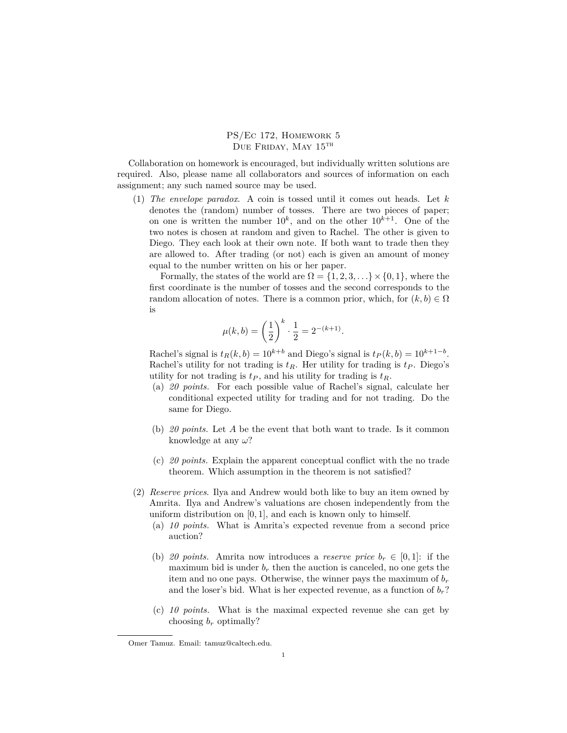# PS/Ec 172, Homework 5
## Due Friday, May 15th

Collaboration on homework is encouraged, but individually written solutions are required. Also, please name all collaborators and sources of information on each assignment; any such named source may be used.

(1) *The envelope paradox*. A coin is tossed until it comes out heads. Let $k$ denotes the (random) number of tosses. There are two pieces of paper; on one is written the number $10^k$, and on the other $10^{k+1}$. One of the two notes is chosen at random and given to Rachel. The other is given to Diego. They each look at their own note. If both want to trade then they are allowed to. After trading (or not) each is given an amount of money equal to the number written on his or her paper.

Formally, the states of the world are $\Omega = \{1, 2, 3, \ldots\} \times \{0, 1\}$, where the first coordinate is the number of tosses and the second corresponds to the random allocation of notes. There is a common prior, which, for $(k, b) \in \Omega$ is

$$\mu(k, b) = \left(\frac{1}{2}\right)^k \cdot \frac{1}{2} = 2^{-(k+1)}.$$

Rachel's signal is $t_R(k, b) = 10^{k+b}$ and Diego's signal is $t_P(k, b) = 10^{k+1-b}$. Rachel's utility for not trading is $t_R$. Her utility for trading is $t_P$. Diego's utility for not trading is $t_P$, and his utility for trading is $t_R$.

(a) *20 points.* For each possible value of Rachel's signal, calculate her conditional expected utility for trading and for not trading. Do the same for Diego.

(b) *20 points.* Let $A$ be the event that both want to trade. Is it common knowledge at any $\omega$?

(c) *20 points.* Explain the apparent conceptual conflict with the no trade theorem. Which assumption in the theorem is not satisfied?

(2) *Reserve prices*. Ilya and Andrew would both like to buy an item owned by Amrita. Ilya and Andrew's valuations are chosen independently from the uniform distribution on $[0, 1]$, and each is known only to himself.

(a) *10 points.* What is Amrita's expected revenue from a second price auction?

(b) *20 points.* Amrita now introduces a *reserve price* $b_r \in [0, 1]$: if the maximum bid is under $b_r$ then the auction is canceled, no one gets the item and no one pays. Otherwise, the winner pays the maximum of $b_r$ and the loser's bid. What is her expected revenue, as a function of $b_r$?

(c) *10 points.* What is the maximal expected revenue she can get by choosing $b_r$ optimally?

Omer Tamuz. Email: tamuz@caltech.edu.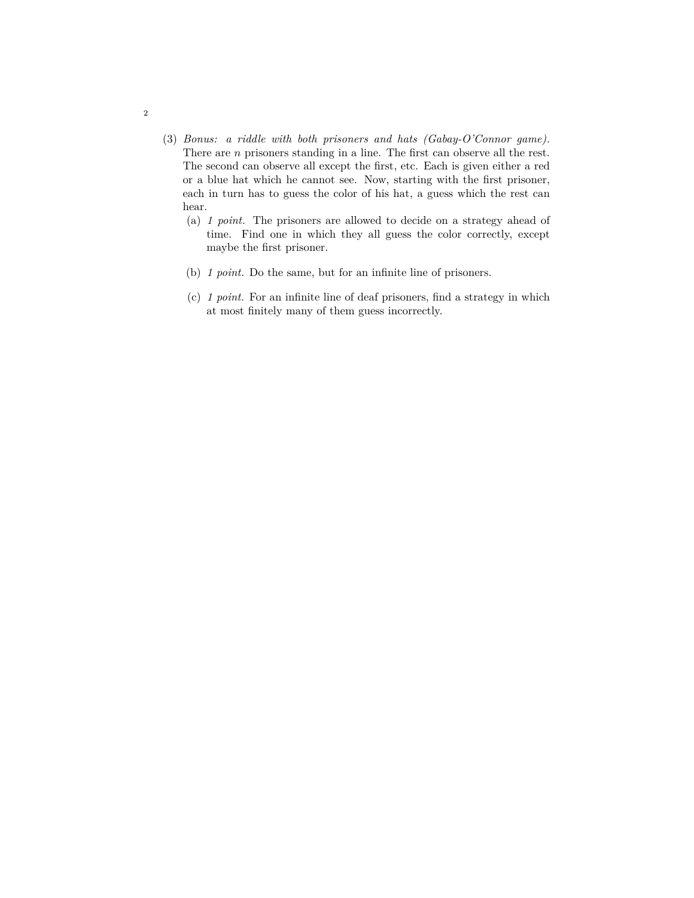(3) *Bonus: a riddle with both prisoners and hats (Gabay-O'Connor game).* There are $n$ prisoners standing in a line. The first can observe all the rest. The second can observe all except the first, etc. Each is given either a red or a blue hat which he cannot see. Now, starting with the first prisoner, each in turn has to guess the color of his hat, a guess which the rest can hear.

   (a) *1 point.* The prisoners are allowed to decide on a strategy ahead of time. Find one in which they all guess the color correctly, except maybe the first prisoner.

   (b) *1 point.* Do the same, but for an infinite line of prisoners.

   (c) *1 point.* For an infinite line of deaf prisoners, find a strategy in which at most finitely many of them guess incorrectly.